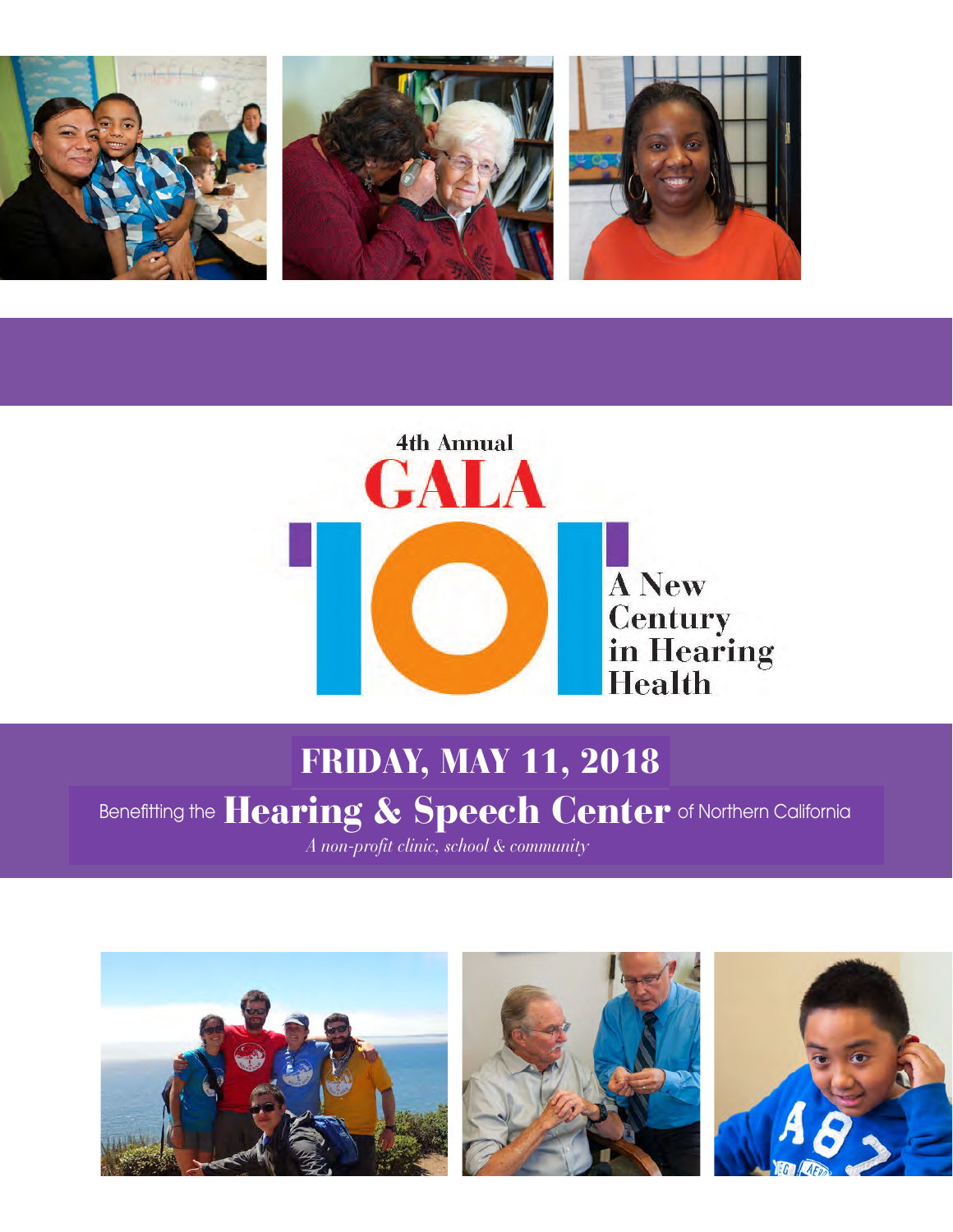4th Annual

# GALA

# 101

A New Century in Hearing Health

## FRIDAY, MAY 11, 2018

Benefitting the **Hearing & Speech Center** of Northern California

*A non-profit clinic, school & community*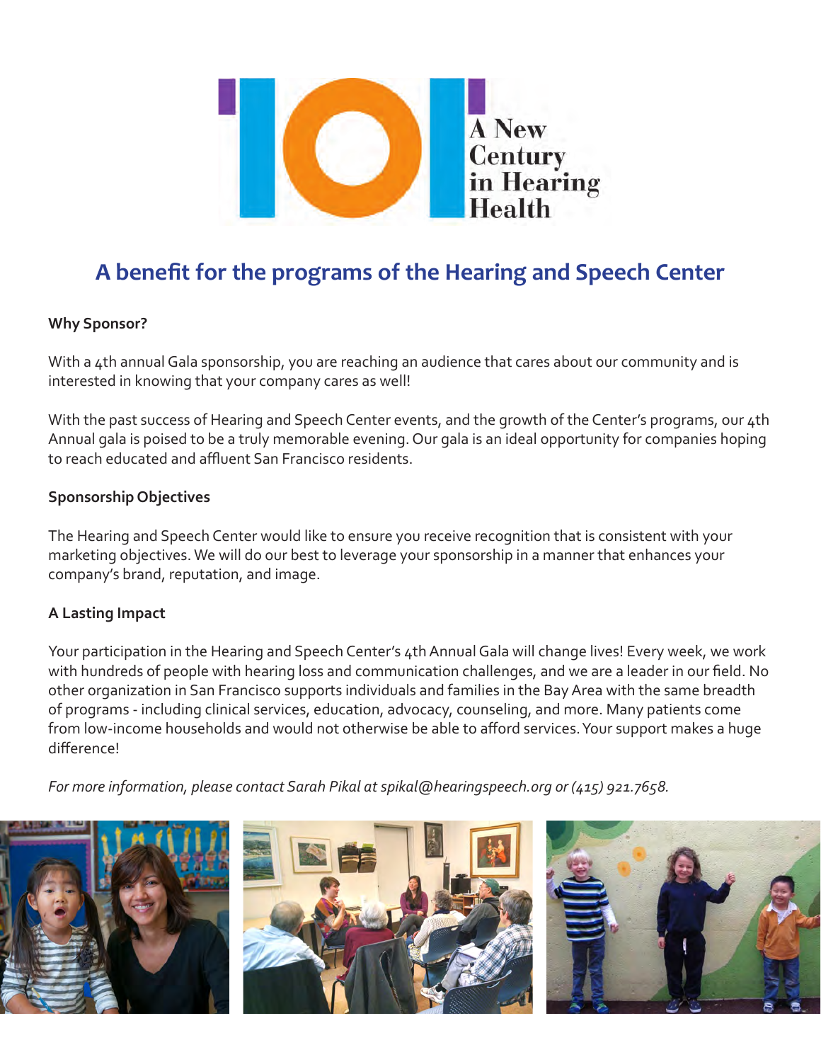A New Century in Hearing Health

## A benefit for the programs of the Hearing and Speech Center

**Why Sponsor?**

With a 4th annual Gala sponsorship, you are reaching an audience that cares about our community and is interested in knowing that your company cares as well!

With the past success of Hearing and Speech Center events, and the growth of the Center's programs, our 4th Annual gala is poised to be a truly memorable evening. Our gala is an ideal opportunity for companies hoping to reach educated and affluent San Francisco residents.

**Sponsorship Objectives**

The Hearing and Speech Center would like to ensure you receive recognition that is consistent with your marketing objectives. We will do our best to leverage your sponsorship in a manner that enhances your company's brand, reputation, and image.

**A Lasting Impact**

Your participation in the Hearing and Speech Center's 4th Annual Gala will change lives! Every week, we work with hundreds of people with hearing loss and communication challenges, and we are a leader in our field. No other organization in San Francisco supports individuals and families in the Bay Area with the same breadth of programs - including clinical services, education, advocacy, counseling, and more. Many patients come from low-income households and would not otherwise be able to afford services. Your support makes a huge difference!

*For more information, please contact Sarah Pikal at spikal@hearingspeech.org or (415) 921.7658.*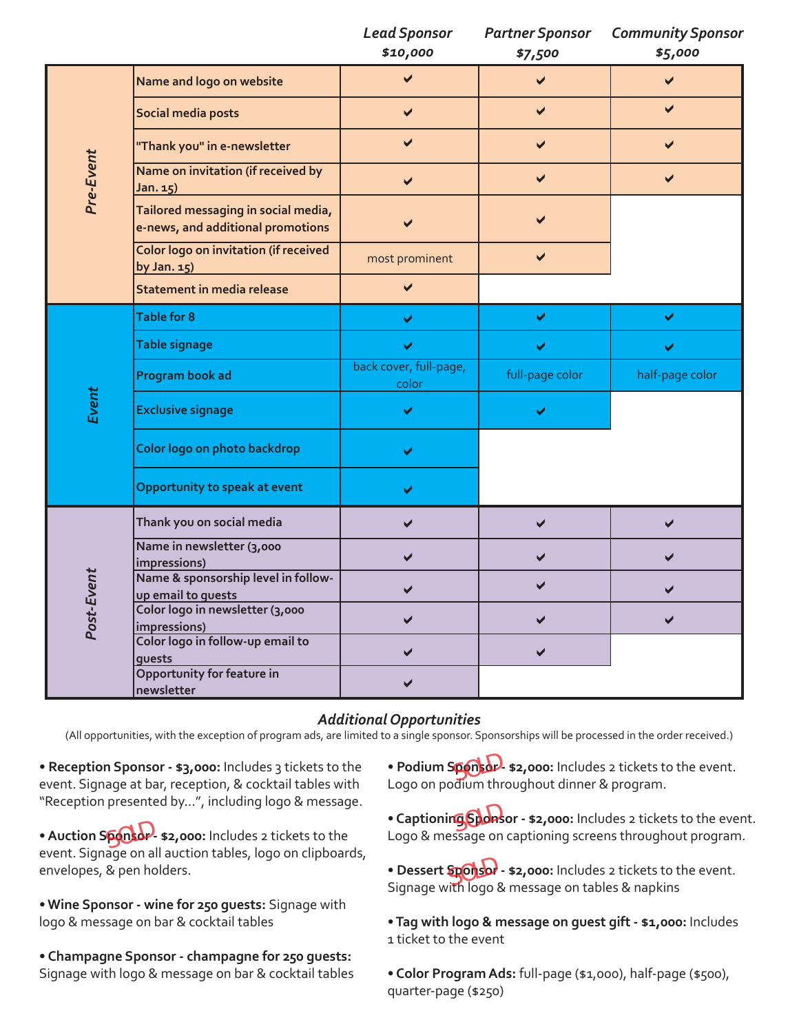| | | Lead Sponsor $10,000 | Partner Sponsor $7,500 | Community Sponsor $5,000 |
|---|---|---|---|---|
| Pre-Event | Name and logo on website | ✔ | ✔ | ✔ |
| | Social media posts | ✔ | ✔ | ✔ |
| | "Thank you" in e-newsletter | ✔ | ✔ | ✔ |
| | Name on invitation (if received by Jan. 15) | ✔ | ✔ | ✔ |
| | Tailored messaging in social media, e-news, and additional promotions | ✔ | ✔ | |
| | Color logo on invitation (if received by Jan. 15) | most prominent | ✔ | |
| | Statement in media release | ✔ | | |
| Event | Table for 8 | ✔ | ✔ | ✔ |
| | Table signage | ✔ | ✔ | ✔ |
| | Program book ad | back cover, full-page, color | full-page color | half-page color |
| | Exclusive signage | ✔ | ✔ | |
| | Color logo on photo backdrop | ✔ | | |
| | Opportunity to speak at event | ✔ | | |
| Post-Event | Thank you on social media | ✔ | ✔ | ✔ |
| | Name in newsletter (3,000 impressions) | ✔ | ✔ | ✔ |
| | Name & sponsorship level in follow-up email to guests | ✔ | ✔ | ✔ |
| | Color logo in newsletter (3,000 impressions) | ✔ | ✔ | ✔ |
| | Color logo in follow-up email to guests | ✔ | ✔ | |
| | Opportunity for feature in newsletter | ✔ | | |

## *Additional Opportunities*

(All opportunities, with the exception of program ads, are limited to a single sponsor. Sponsorships will be processed in the order received.)

- **Reception Sponsor - $3,000:** Includes 3 tickets to the event. Signage at bar, reception, & cocktail tables with "Reception presented by…", including logo & message.
- **Auction Sponsor - $2,000:** Includes 2 tickets to the event. Signage on all auction tables, logo on clipboards, envelopes, & pen holders. SOLD
- **Wine Sponsor - wine for 250 guests:** Signage with logo & message on bar & cocktail tables
- **Champagne Sponsor - champagne for 250 guests:** Signage with logo & message on bar & cocktail tables
- **Podium Sponsor - $2,000:** Includes 2 tickets to the event. Logo on podium throughout dinner & program. SOLD
- **Captioning Sponsor - $2,000:** Includes 2 tickets to the event. Logo & message on captioning screens throughout program. SOLD
- **Dessert Sponsor - $2,000:** Includes 2 tickets to the event. Signage with logo & message on tables & napkins SOLD
- **Tag with logo & message on guest gift - $1,000:** Includes 1 ticket to the event
- **Color Program Ads:** full-page ($1,000), half-page ($500), quarter-page ($250)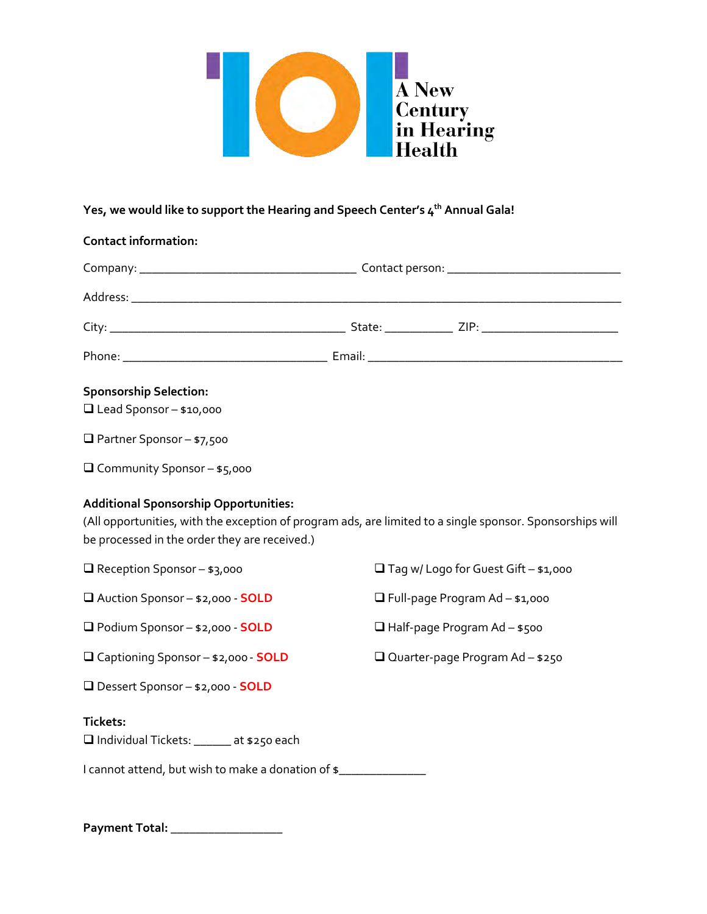101 A New Century in Hearing Health

**Yes, we would like to support the Hearing and Speech Center's 4th Annual Gala!**

**Contact information:**

Company: ________________________________ Contact person: __________________________

Address: ________________________________________________________________________

City: ___________________________________ State: ___________ ZIP: ____________________

Phone: _______________________________ Email: _____________________________________

**Sponsorship Selection:**

❑ Lead Sponsor – $10,000

❑ Partner Sponsor – $7,500

❑ Community Sponsor – $5,000

**Additional Sponsorship Opportunities:**

(All opportunities, with the exception of program ads, are limited to a single sponsor. Sponsorships will be processed in the order they are received.)

❑ Reception Sponsor – $3,000

❑ Auction Sponsor – $2,000 - **SOLD**

❑ Podium Sponsor – $2,000 - **SOLD**

❑ Captioning Sponsor – $2,000 - **SOLD**

❑ Dessert Sponsor – $2,000 - **SOLD**

❑ Tag w/ Logo for Guest Gift – $1,000

❑ Full-page Program Ad – $1,000

❑ Half-page Program Ad – $500

❑ Quarter-page Program Ad – $250

**Tickets:**

❑ Individual Tickets: ______ at $250 each

I cannot attend, but wish to make a donation of $_____________

**Payment Total:** ________________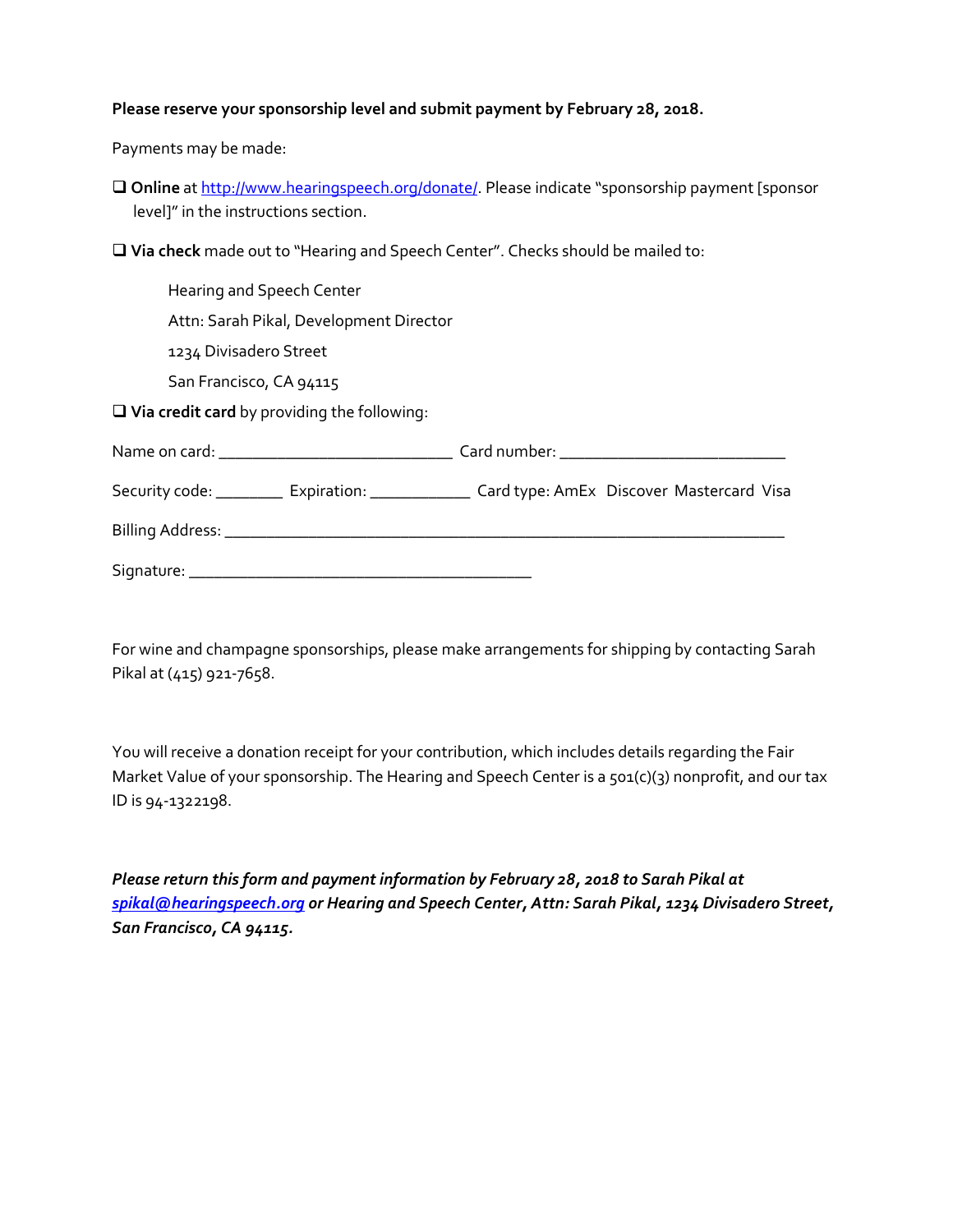**Please reserve your sponsorship level and submit payment by February 28, 2018.**

Payments may be made:

❑ **Online** at http://www.hearingspeech.org/donate/. Please indicate "sponsorship payment [sponsor level]" in the instructions section.

❑ **Via check** made out to "Hearing and Speech Center". Checks should be mailed to:

Hearing and Speech Center
Attn: Sarah Pikal, Development Director
1234 Divisadero Street
San Francisco, CA 94115

❑ **Via credit card** by providing the following:

Name on card: ___________________________ Card number: __________________________

Security code: ________ Expiration: ____________ Card type: AmEx Discover Mastercard Visa

Billing Address: _________________________________________________________________

Signature: ________________________________________

For wine and champagne sponsorships, please make arrangements for shipping by contacting Sarah Pikal at (415) 921-7658.

You will receive a donation receipt for your contribution, which includes details regarding the Fair Market Value of your sponsorship. The Hearing and Speech Center is a 501(c)(3) nonprofit, and our tax ID is 94-1322198.

***Please return this form and payment information by February 28, 2018 to Sarah Pikal at spikal@hearingspeech.org or Hearing and Speech Center, Attn: Sarah Pikal, 1234 Divisadero Street, San Francisco, CA 94115.***